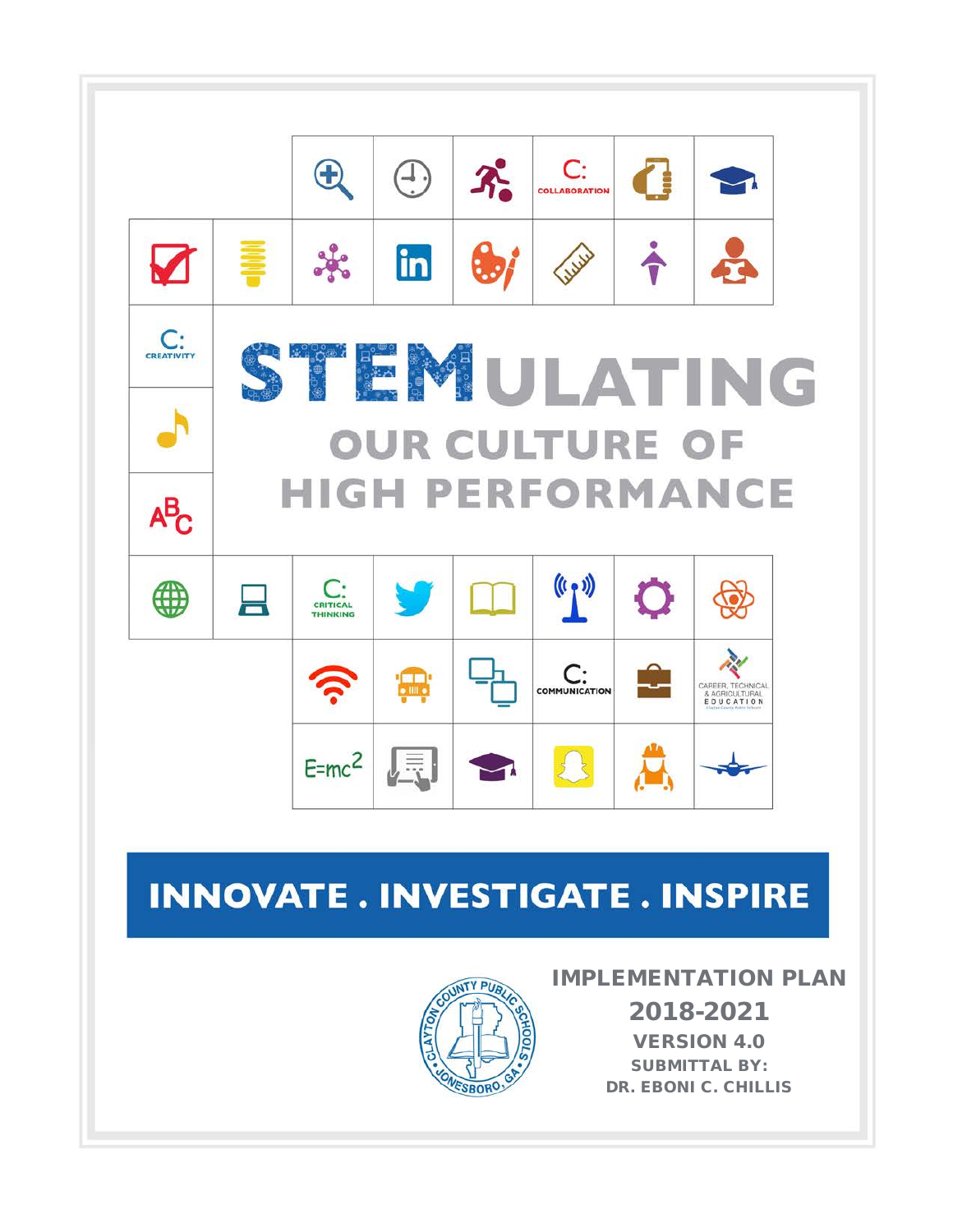# STEMULATING OUR CULTURE OF HIGH PERFORMANCE

C: COLLABORATION

C: CREATIVITY

C: CRITICAL THINKING

C: COMMUNICATION

CAREER, TECHNICAL & AGRICULTURAL EDUCATION

$E=mc^2$

## INNOVATE . INVESTIGATE . INSPIRE

**IMPLEMENTATION PLAN**

**2018-2021**

**VERSION 4.0**

**SUBMITTAL BY:**

**DR. EBONI C. CHILLIS**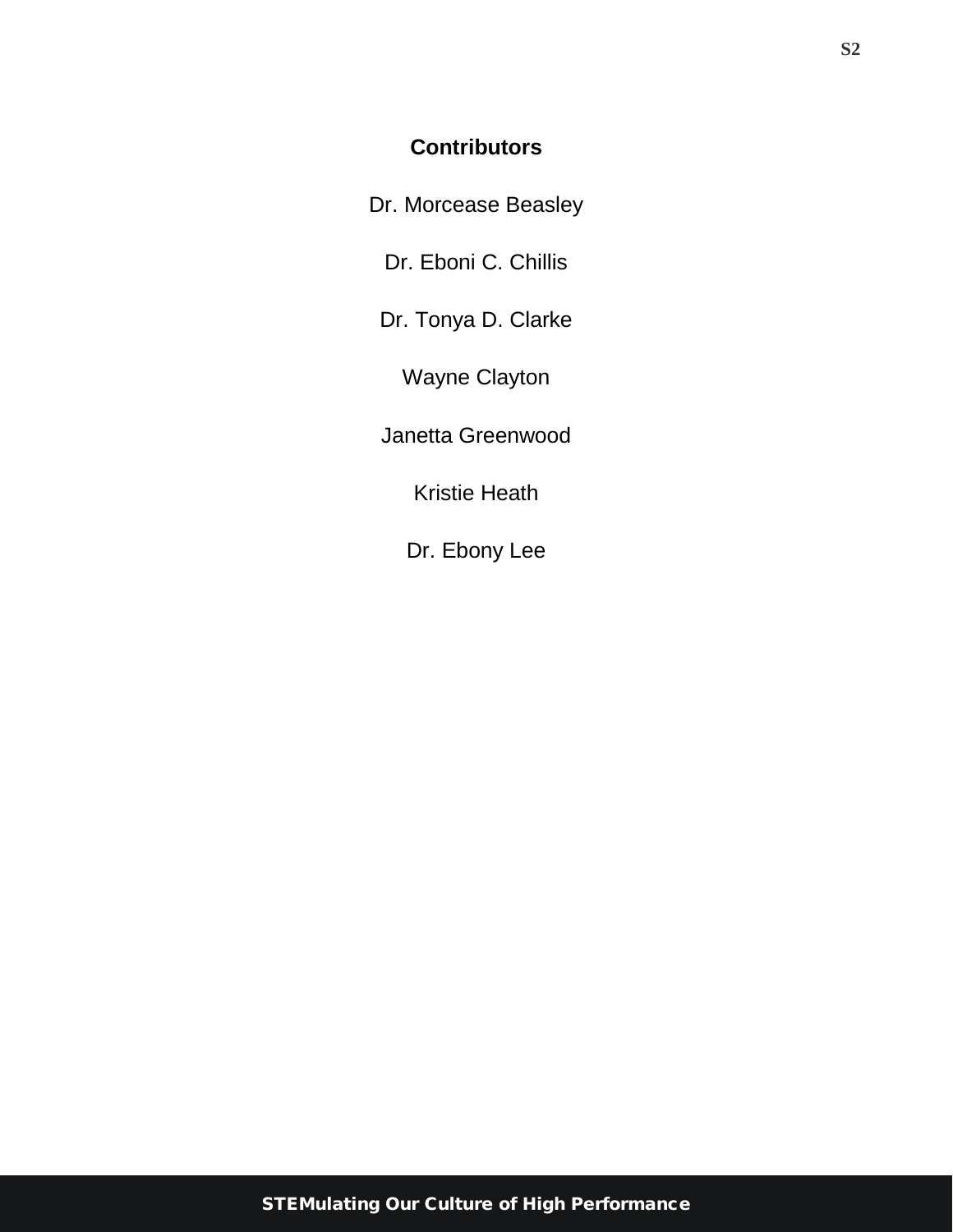## Contributors

Dr. Morcease Beasley

Dr. Eboni C. Chillis

Dr. Tonya D. Clarke

Wayne Clayton

Janetta Greenwood

Kristie Heath

Dr. Ebony Lee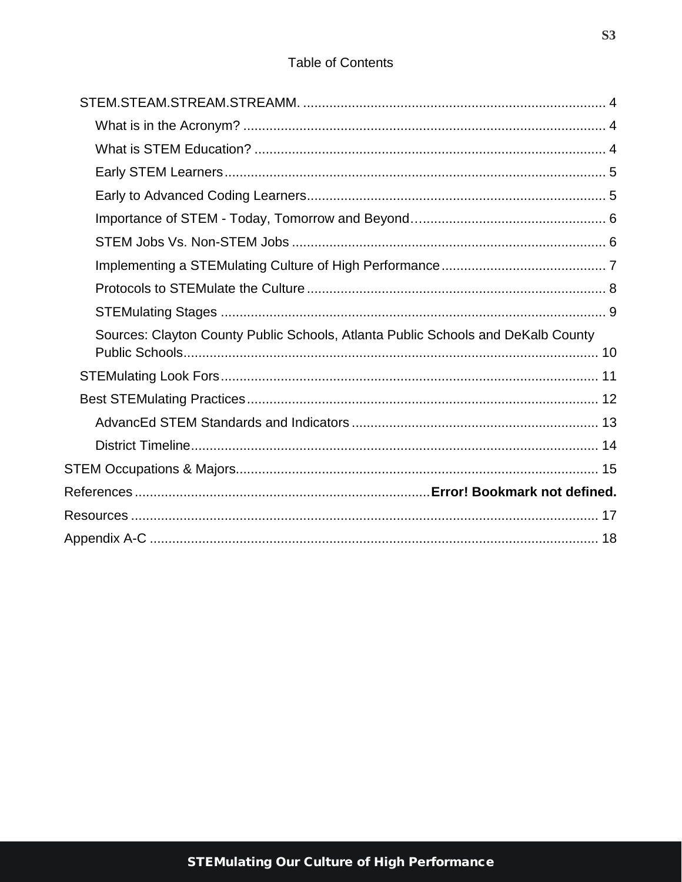# Table of Contents

- STEM.STEAM.STREAM.STREAMM. ..................................................................................... 4
  - What is in the Acronym? ................................................................................... 4
  - What is STEM Education? ................................................................................. 4
  - Early STEM Learners........................................................................................ 5
  - Early to Advanced Coding Learners.................................................................. 5
  - Importance of STEM - Today, Tomorrow and Beyond…................................................ 6
  - STEM Jobs Vs. Non-STEM Jobs ...................................................................... 6
  - Implementing a STEMulating Culture of High Performance............................................ 7
  - Protocols to STEMulate the Culture.................................................................. 8
  - STEMulating Stages ......................................................................................... 9
  - Sources: Clayton County Public Schools, Atlanta Public Schools and DeKalb County Public Schools.................................................................................................. 10
- STEMulating Look Fors......................................................................................... 11
- Best STEMulating Practices.................................................................................. 12
  - AdvancEd STEM Standards and Indicators .................................................................. 13
  - District Timeline.............................................................................................. 14

STEM Occupations & Majors................................................................................... 15

References ..............................................................................**Error! Bookmark not defined.**

Resources .................................................................................................................. 17

Appendix A-C ............................................................................................................ 18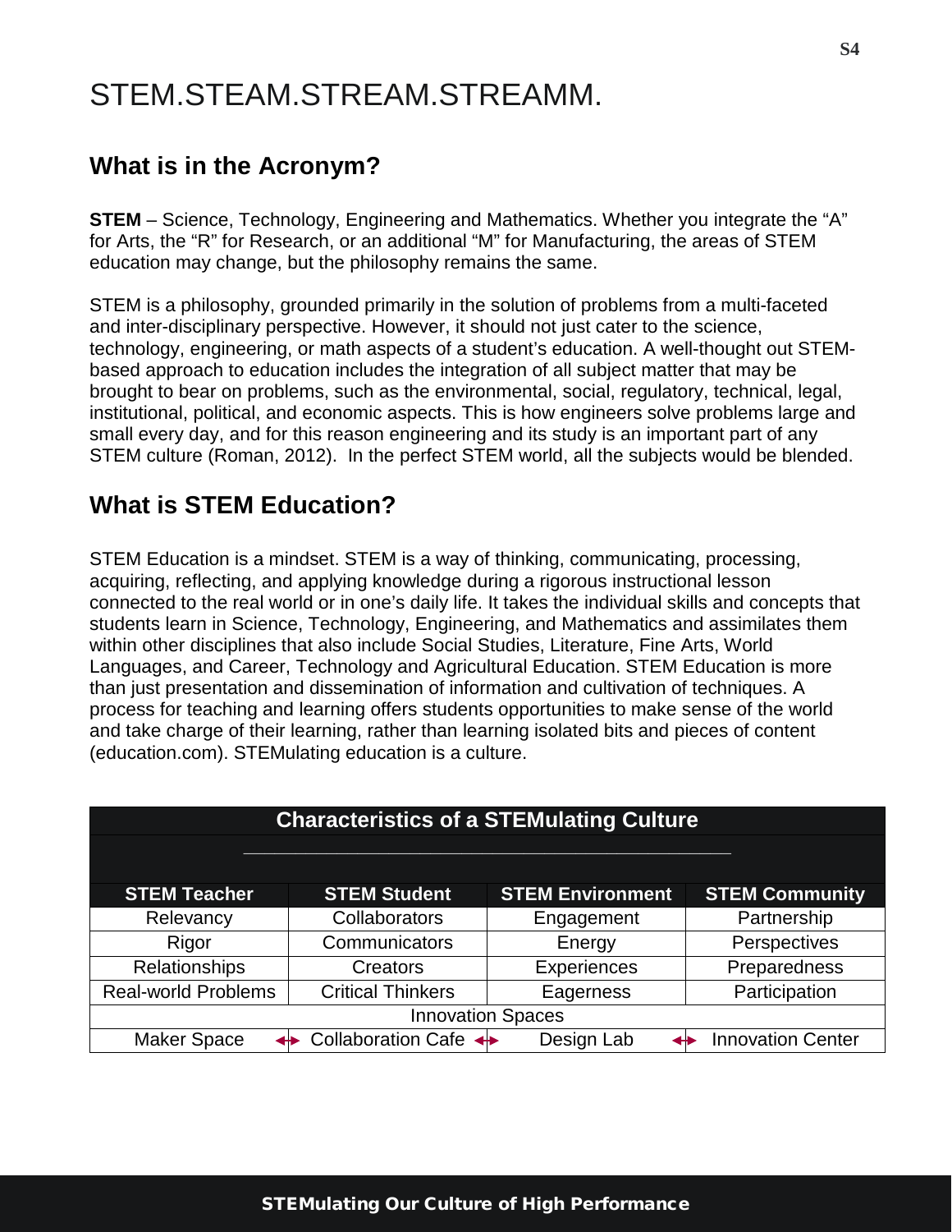# STEM.STEAM.STREAM.STREAMM.

## What is in the Acronym?

**STEM** – Science, Technology, Engineering and Mathematics. Whether you integrate the "A" for Arts, the "R" for Research, or an additional "M" for Manufacturing, the areas of STEM education may change, but the philosophy remains the same.

STEM is a philosophy, grounded primarily in the solution of problems from a multi-faceted and inter-disciplinary perspective. However, it should not just cater to the science, technology, engineering, or math aspects of a student's education. A well-thought out STEM-based approach to education includes the integration of all subject matter that may be brought to bear on problems, such as the environmental, social, regulatory, technical, legal, institutional, political, and economic aspects. This is how engineers solve problems large and small every day, and for this reason engineering and its study is an important part of any STEM culture (Roman, 2012). In the perfect STEM world, all the subjects would be blended.

## What is STEM Education?

STEM Education is a mindset. STEM is a way of thinking, communicating, processing, acquiring, reflecting, and applying knowledge during a rigorous instructional lesson connected to the real world or in one's daily life. It takes the individual skills and concepts that students learn in Science, Technology, Engineering, and Mathematics and assimilates them within other disciplines that also include Social Studies, Literature, Fine Arts, World Languages, and Career, Technology and Agricultural Education. STEM Education is more than just presentation and dissemination of information and cultivation of techniques. A process for teaching and learning offers students opportunities to make sense of the world and take charge of their learning, rather than learning isolated bits and pieces of content (education.com). STEMulating education is a culture.

**Characteristics of a STEMulating Culture**

| STEM Teacher | STEM Student | STEM Environment | STEM Community |
|---|---|---|---|
| Relevancy | Collaborators | Engagement | Partnership |
| Rigor | Communicators | Energy | Perspectives |
| Relationships | Creators | Experiences | Preparedness |
| Real-world Problems | Critical Thinkers | Eagerness | Participation |
| Innovation Spaces | | | |
| Maker Space ↔ | Collaboration Cafe ↔ | Design Lab ↔ | Innovation Center |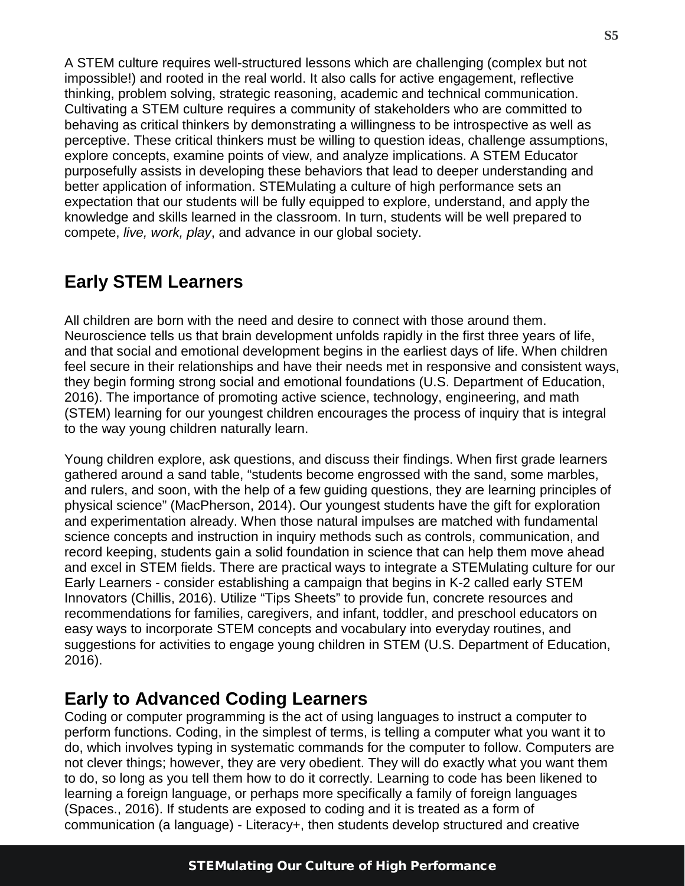A STEM culture requires well-structured lessons which are challenging (complex but not impossible!) and rooted in the real world. It also calls for active engagement, reflective thinking, problem solving, strategic reasoning, academic and technical communication. Cultivating a STEM culture requires a community of stakeholders who are committed to behaving as critical thinkers by demonstrating a willingness to be introspective as well as perceptive. These critical thinkers must be willing to question ideas, challenge assumptions, explore concepts, examine points of view, and analyze implications. A STEM Educator purposefully assists in developing these behaviors that lead to deeper understanding and better application of information. STEMulating a culture of high performance sets an expectation that our students will be fully equipped to explore, understand, and apply the knowledge and skills learned in the classroom. In turn, students will be well prepared to compete, *live, work, play*, and advance in our global society.

## Early STEM Learners

All children are born with the need and desire to connect with those around them. Neuroscience tells us that brain development unfolds rapidly in the first three years of life, and that social and emotional development begins in the earliest days of life. When children feel secure in their relationships and have their needs met in responsive and consistent ways, they begin forming strong social and emotional foundations (U.S. Department of Education, 2016). The importance of promoting active science, technology, engineering, and math (STEM) learning for our youngest children encourages the process of inquiry that is integral to the way young children naturally learn.

Young children explore, ask questions, and discuss their findings. When first grade learners gathered around a sand table, "students become engrossed with the sand, some marbles, and rulers, and soon, with the help of a few guiding questions, they are learning principles of physical science" (MacPherson, 2014). Our youngest students have the gift for exploration and experimentation already. When those natural impulses are matched with fundamental science concepts and instruction in inquiry methods such as controls, communication, and record keeping, students gain a solid foundation in science that can help them move ahead and excel in STEM fields. There are practical ways to integrate a STEMulating culture for our Early Learners - consider establishing a campaign that begins in K-2 called early STEM Innovators (Chillis, 2016). Utilize "Tips Sheets" to provide fun, concrete resources and recommendations for families, caregivers, and infant, toddler, and preschool educators on easy ways to incorporate STEM concepts and vocabulary into everyday routines, and suggestions for activities to engage young children in STEM (U.S. Department of Education, 2016).

## Early to Advanced Coding Learners

Coding or computer programming is the act of using languages to instruct a computer to perform functions. Coding, in the simplest of terms, is telling a computer what you want it to do, which involves typing in systematic commands for the computer to follow. Computers are not clever things; however, they are very obedient. They will do exactly what you want them to do, so long as you tell them how to do it correctly. Learning to code has been likened to learning a foreign language, or perhaps more specifically a family of foreign languages (Spaces., 2016). If students are exposed to coding and it is treated as a form of communication (a language) - Literacy+, then students develop structured and creative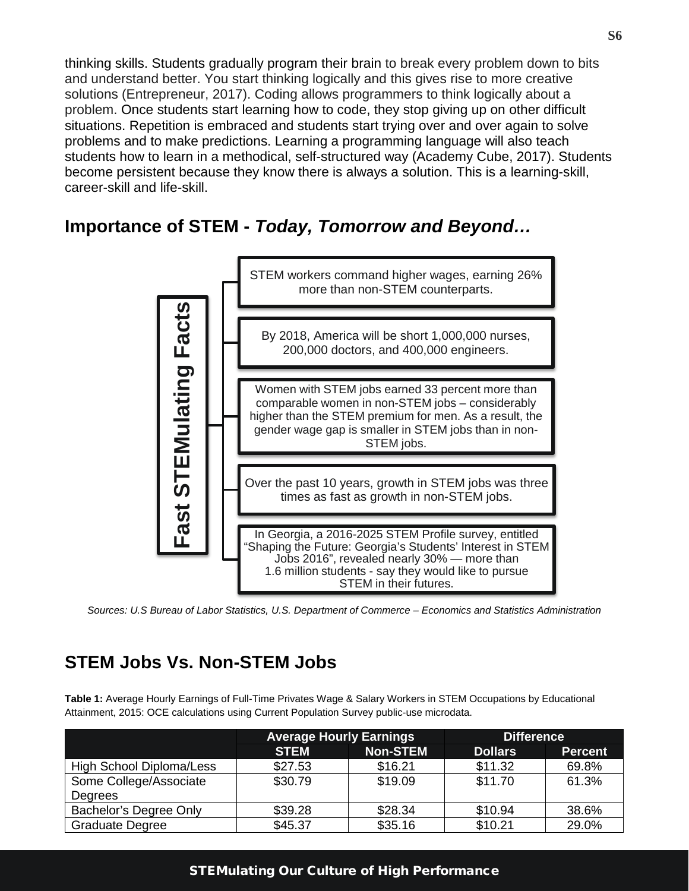thinking skills. Students gradually program their brain to break every problem down to bits and understand better. You start thinking logically and this gives rise to more creative solutions (Entrepreneur, 2017). Coding allows programmers to think logically about a problem. Once students start learning how to code, they stop giving up on other difficult situations. Repetition is embraced and students start trying over and over again to solve problems and to make predictions. Learning a programming language will also teach students how to learn in a methodical, self-structured way (Academy Cube, 2017). Students become persistent because they know there is always a solution. This is a learning-skill, career-skill and life-skill.

## Importance of STEM - *Today, Tomorrow and Beyond…*

**Fast STEMulating Facts**

- STEM workers command higher wages, earning 26% more than non-STEM counterparts.
- By 2018, America will be short 1,000,000 nurses, 200,000 doctors, and 400,000 engineers.
- Women with STEM jobs earned 33 percent more than comparable women in non-STEM jobs – considerably higher than the STEM premium for men. As a result, the gender wage gap is smaller in STEM jobs than in non-STEM jobs.
- Over the past 10 years, growth in STEM jobs was three times as fast as growth in non-STEM jobs.
- In Georgia, a 2016-2025 STEM Profile survey, entitled "Shaping the Future: Georgia's Students' Interest in STEM Jobs 2016", revealed nearly 30% — more than 1.6 million students - say they would like to pursue STEM in their futures.

*Sources: U.S Bureau of Labor Statistics, U.S. Department of Commerce – Economics and Statistics Administration*

## STEM Jobs Vs. Non-STEM Jobs

**Table 1:** Average Hourly Earnings of Full-Time Privates Wage & Salary Workers in STEM Occupations by Educational Attainment, 2015: OCE calculations using Current Population Survey public-use microdata.

| | Average Hourly Earnings | | Difference | |
|---|---|---|---|---|
| | STEM | Non-STEM | Dollars | Percent |
| High School Diploma/Less | $27.53 | $16.21 | $11.32 | 69.8% |
| Some College/Associate Degrees | $30.79 | $19.09 | $11.70 | 61.3% |
| Bachelor's Degree Only | $39.28 | $28.34 | $10.94 | 38.6% |
| Graduate Degree | $45.37 | $35.16 | $10.21 | 29.0% |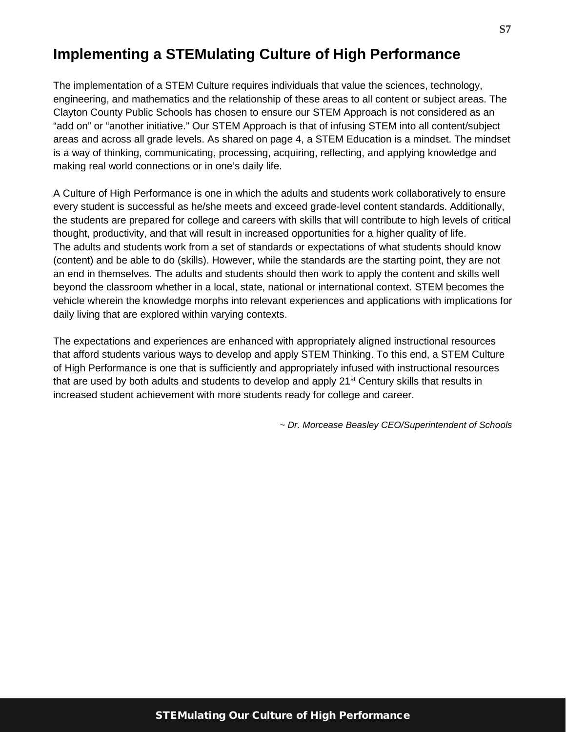# Implementing a STEMulating Culture of High Performance

The implementation of a STEM Culture requires individuals that value the sciences, technology, engineering, and mathematics and the relationship of these areas to all content or subject areas. The Clayton County Public Schools has chosen to ensure our STEM Approach is not considered as an "add on" or "another initiative." Our STEM Approach is that of infusing STEM into all content/subject areas and across all grade levels. As shared on page 4, a STEM Education is a mindset. The mindset is a way of thinking, communicating, processing, acquiring, reflecting, and applying knowledge and making real world connections or in one's daily life.

A Culture of High Performance is one in which the adults and students work collaboratively to ensure every student is successful as he/she meets and exceed grade-level content standards. Additionally, the students are prepared for college and careers with skills that will contribute to high levels of critical thought, productivity, and that will result in increased opportunities for a higher quality of life. The adults and students work from a set of standards or expectations of what students should know (content) and be able to do (skills). However, while the standards are the starting point, they are not an end in themselves. The adults and students should then work to apply the content and skills well beyond the classroom whether in a local, state, national or international context. STEM becomes the vehicle wherein the knowledge morphs into relevant experiences and applications with implications for daily living that are explored within varying contexts.

The expectations and experiences are enhanced with appropriately aligned instructional resources that afford students various ways to develop and apply STEM Thinking. To this end, a STEM Culture of High Performance is one that is sufficiently and appropriately infused with instructional resources that are used by both adults and students to develop and apply 21st Century skills that results in increased student achievement with more students ready for college and career.

*~ Dr. Morcease Beasley CEO/Superintendent of Schools*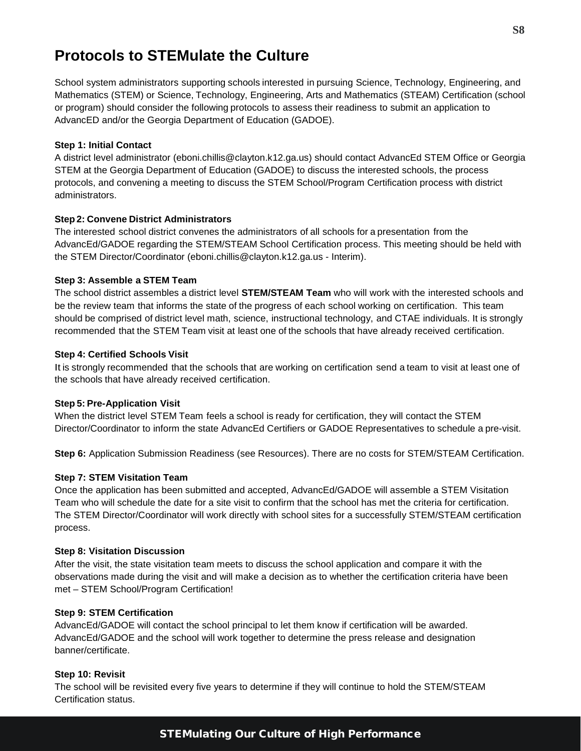# Protocols to STEMulate the Culture

School system administrators supporting schools interested in pursuing Science, Technology, Engineering, and Mathematics (STEM) or Science, Technology, Engineering, Arts and Mathematics (STEAM) Certification (school or program) should consider the following protocols to assess their readiness to submit an application to AdvancED and/or the Georgia Department of Education (GADOE).

**Step 1: Initial Contact**
A district level administrator (eboni.chillis@clayton.k12.ga.us) should contact AdvancEd STEM Office or Georgia STEM at the Georgia Department of Education (GADOE) to discuss the interested schools, the process protocols, and convening a meeting to discuss the STEM School/Program Certification process with district administrators.

**Step 2: Convene District Administrators**
The interested school district convenes the administrators of all schools for a presentation from the AdvancEd/GADOE regarding the STEM/STEAM School Certification process. This meeting should be held with the STEM Director/Coordinator (eboni.chillis@clayton.k12.ga.us - Interim).

**Step 3: Assemble a STEM Team**
The school district assembles a district level **STEM/STEAM Team** who will work with the interested schools and be the review team that informs the state of the progress of each school working on certification. This team should be comprised of district level math, science, instructional technology, and CTAE individuals. It is strongly recommended that the STEM Team visit at least one of the schools that have already received certification.

**Step 4: Certified Schools Visit**
It is strongly recommended that the schools that are working on certification send a team to visit at least one of the schools that have already received certification.

**Step 5: Pre-Application Visit**
When the district level STEM Team feels a school is ready for certification, they will contact the STEM Director/Coordinator to inform the state AdvancEd Certifiers or GADOE Representatives to schedule a pre-visit.

**Step 6:** Application Submission Readiness (see Resources). There are no costs for STEM/STEAM Certification.

**Step 7: STEM Visitation Team**
Once the application has been submitted and accepted, AdvancEd/GADOE will assemble a STEM Visitation Team who will schedule the date for a site visit to confirm that the school has met the criteria for certification. The STEM Director/Coordinator will work directly with school sites for a successfully STEM/STEAM certification process.

**Step 8: Visitation Discussion**
After the visit, the state visitation team meets to discuss the school application and compare it with the observations made during the visit and will make a decision as to whether the certification criteria have been met – STEM School/Program Certification!

**Step 9: STEM Certification**
AdvancEd/GADOE will contact the school principal to let them know if certification will be awarded. AdvancEd/GADOE and the school will work together to determine the press release and designation banner/certificate.

**Step 10: Revisit**
The school will be revisited every five years to determine if they will continue to hold the STEM/STEAM Certification status.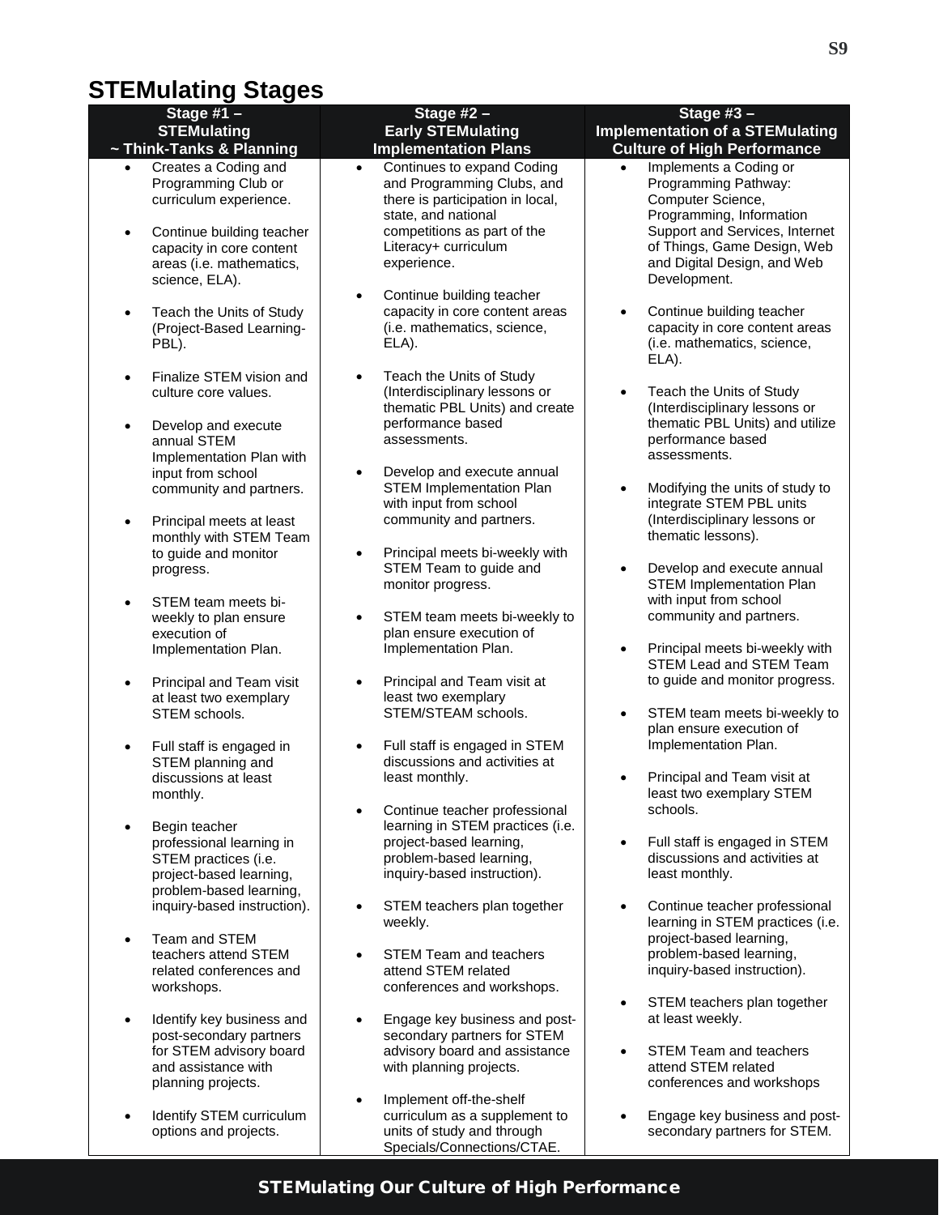# STEMulating Stages

| Stage #1 – STEMulating ~ Think-Tanks & Planning | Stage #2 – Early STEMulating Implementation Plans | Stage #3 – Implementation of a STEMulating Culture of High Performance |
|---|---|---|
| • Creates a Coding and Programming Club or curriculum experience.<br><br>• Continue building teacher capacity in core content areas (i.e. mathematics, science, ELA).<br><br>• Teach the Units of Study (Project-Based Learning-PBL).<br><br>• Finalize STEM vision and culture core values.<br><br>• Develop and execute annual STEM Implementation Plan with input from school community and partners.<br><br>• Principal meets at least monthly with STEM Team to guide and monitor progress.<br><br>• STEM team meets bi-weekly to plan ensure execution of Implementation Plan.<br><br>• Principal and Team visit at least two exemplary STEM schools.<br><br>• Full staff is engaged in STEM planning and discussions at least monthly.<br><br>• Begin teacher professional learning in STEM practices (i.e. project-based learning, problem-based learning, inquiry-based instruction).<br><br>• Team and STEM teachers attend STEM related conferences and workshops.<br><br>• Identify key business and post-secondary partners for STEM advisory board and assistance with planning projects.<br><br>• Identify STEM curriculum options and projects. | • Continues to expand Coding and Programming Clubs, and there is participation in local, state, and national competitions as part of the Literacy+ curriculum experience.<br><br>• Continue building teacher capacity in core content areas (i.e. mathematics, science, ELA).<br><br>• Teach the Units of Study (Interdisciplinary lessons or thematic PBL Units) and create performance based assessments.<br><br>• Develop and execute annual STEM Implementation Plan with input from school community and partners.<br><br>• Principal meets bi-weekly with STEM Team to guide and monitor progress.<br><br>• STEM team meets bi-weekly to plan ensure execution of Implementation Plan.<br><br>• Principal and Team visit at least two exemplary STEM/STEAM schools.<br><br>• Full staff is engaged in STEM discussions and activities at least monthly.<br><br>• Continue teacher professional learning in STEM practices (i.e. project-based learning, problem-based learning, inquiry-based instruction).<br><br>• STEM teachers plan together weekly.<br><br>• STEM Team and teachers attend STEM related conferences and workshops.<br><br>• Engage key business and post-secondary partners for STEM advisory board and assistance with planning projects.<br><br>• Implement off-the-shelf curriculum as a supplement to units of study and through Specials/Connections/CTAE. | • Implements a Coding or Programming Pathway: Computer Science, Programming, Information Support and Services, Internet of Things, Game Design, Web and Digital Design, and Web Development.<br><br>• Continue building teacher capacity in core content areas (i.e. mathematics, science, ELA).<br><br>• Teach the Units of Study (Interdisciplinary lessons or thematic PBL Units) and utilize performance based assessments.<br><br>• Modifying the units of study to integrate STEM PBL units (Interdisciplinary lessons or thematic lessons).<br><br>• Develop and execute annual STEM Implementation Plan with input from school community and partners.<br><br>• Principal meets bi-weekly with STEM Lead and STEM Team to guide and monitor progress.<br><br>• STEM team meets bi-weekly to plan ensure execution of Implementation Plan.<br><br>• Principal and Team visit at least two exemplary STEM schools.<br><br>• Full staff is engaged in STEM discussions and activities at least monthly.<br><br>• Continue teacher professional learning in STEM practices (i.e. project-based learning, problem-based learning, inquiry-based instruction).<br><br>• STEM teachers plan together at least weekly.<br><br>• STEM Team and teachers attend STEM related conferences and workshops<br><br>• Engage key business and post-secondary partners for STEM. |

STEMulating Our Culture of High Performance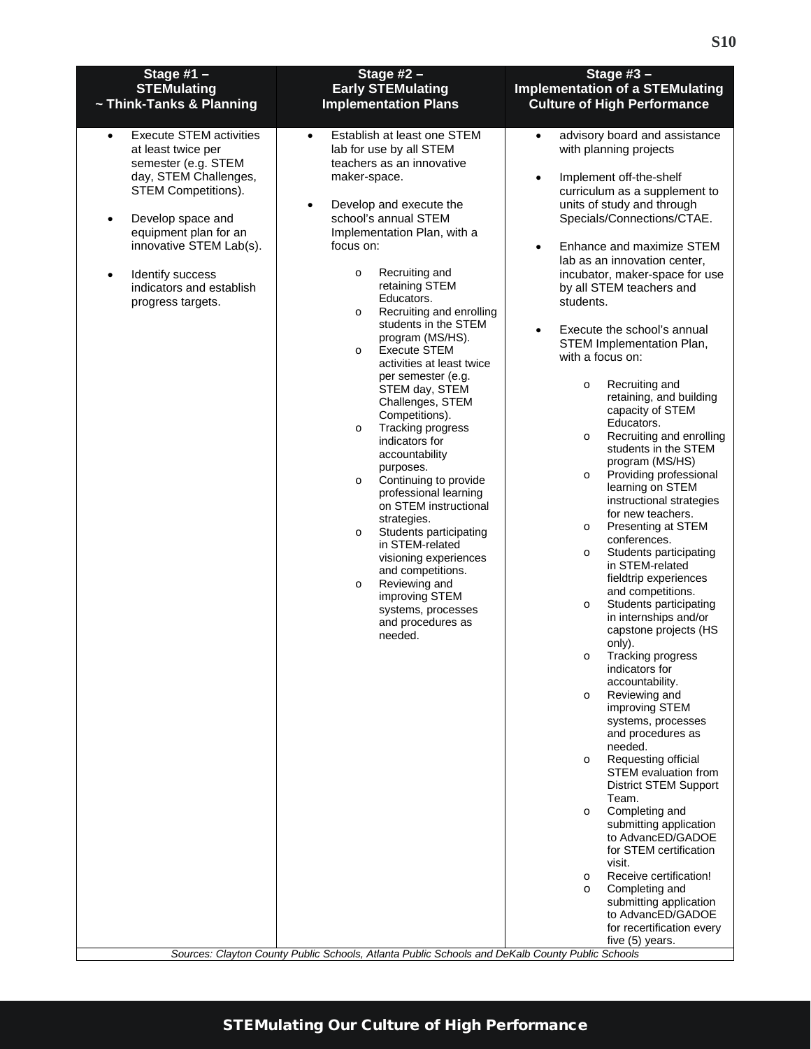| Stage #1 – STEMulating ~ Think-Tanks & Planning | Stage #2 – Early STEMulating Implementation Plans | Stage #3 – Implementation of a STEMulating Culture of High Performance |
|---|---|---|
| • Execute STEM activities at least twice per semester (e.g. STEM day, STEM Challenges, STEM Competitions).<br><br>• Develop space and equipment plan for an innovative STEM Lab(s).<br><br>• Identify success indicators and establish progress targets. | • Establish at least one STEM lab for use by all STEM teachers as an innovative maker-space.<br><br>• Develop and execute the school's annual STEM Implementation Plan, with a focus on:<br>o Recruiting and retaining STEM Educators.<br>o Recruiting and enrolling students in the STEM program (MS/HS).<br>o Execute STEM activities at least twice per semester (e.g. STEM day, STEM Challenges, STEM Competitions).<br>o Tracking progress indicators for accountability purposes.<br>o Continuing to provide professional learning on STEM instructional strategies.<br>o Students participating in STEM-related visioning experiences and competitions.<br>o Reviewing and improving STEM systems, processes and procedures as needed. | • advisory board and assistance with planning projects<br><br>• Implement off-the-shelf curriculum as a supplement to units of study and through Specials/Connections/CTAE.<br><br>• Enhance and maximize STEM lab as an innovation center, incubator, maker-space for use by all STEM teachers and students.<br><br>• Execute the school's annual STEM Implementation Plan, with a focus on:<br>o Recruiting and retaining, and building capacity of STEM Educators.<br>o Recruiting and enrolling students in the STEM program (MS/HS)<br>o Providing professional learning on STEM instructional strategies for new teachers.<br>o Presenting at STEM conferences.<br>o Students participating in STEM-related fieldtrip experiences and competitions.<br>o Students participating in internships and/or capstone projects (HS only).<br>o Tracking progress indicators for accountability.<br>o Reviewing and improving STEM systems, processes and procedures as needed.<br>o Requesting official STEM evaluation from District STEM Support Team.<br>o Completing and submitting application to AdvancED/GADOE for STEM certification visit.<br>o Receive certification!<br>o Completing and submitting application to AdvancED/GADOE for recertification every five (5) years. |

*Sources: Clayton County Public Schools, Atlanta Public Schools and DeKalb County Public Schools*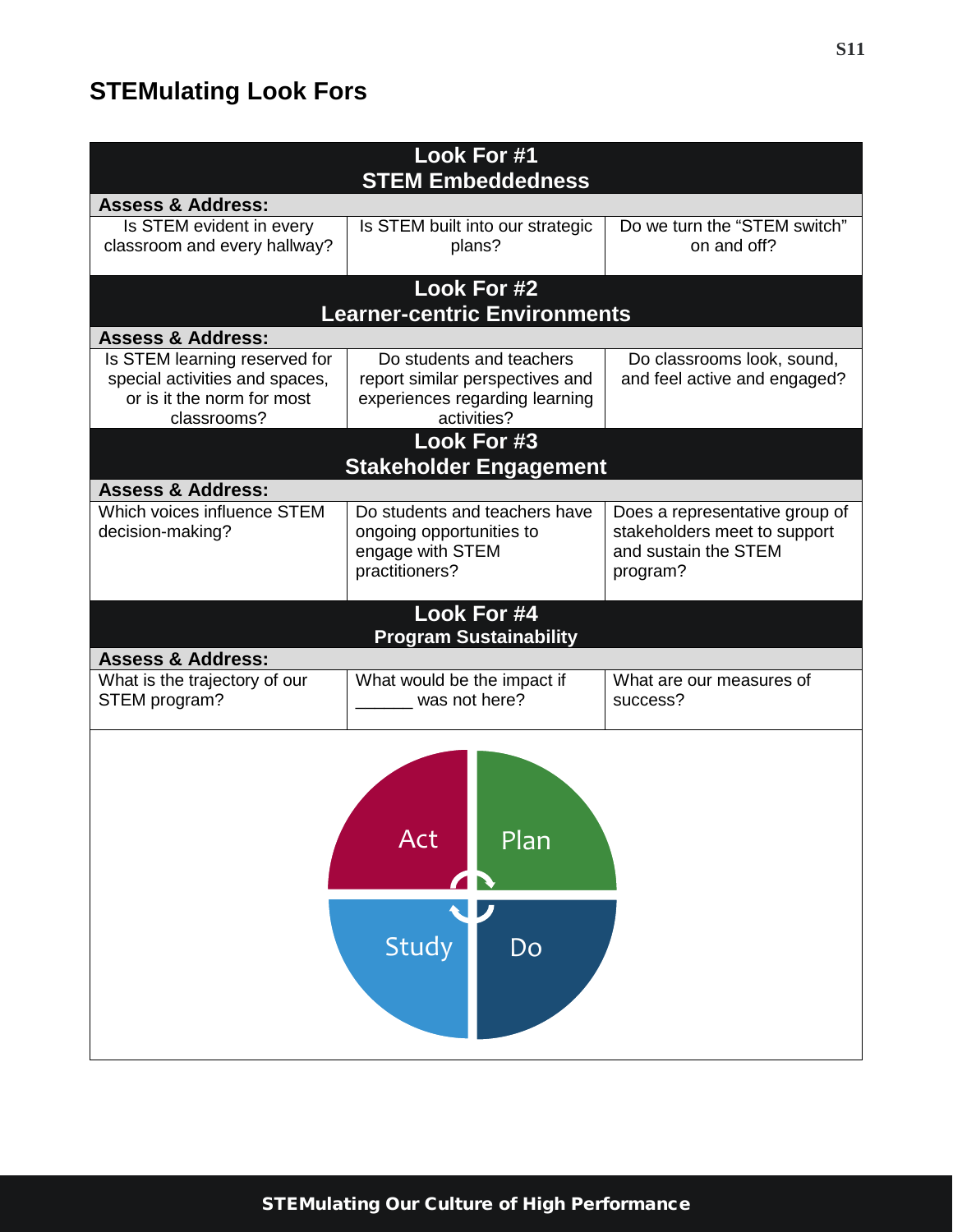## STEMulating Look Fors

| Look For #1<br>STEM Embeddedness | | |
|---|---|---|
| **Assess & Address:** | | |
| Is STEM evident in every classroom and every hallway? | Is STEM built into our strategic plans? | Do we turn the "STEM switch" on and off? |
| **Look For #2<br>Learner-centric Environments** | | |
| **Assess & Address:** | | |
| Is STEM learning reserved for special activities and spaces, or is it the norm for most classrooms? | Do students and teachers report similar perspectives and experiences regarding learning activities? | Do classrooms look, sound, and feel active and engaged? |
| **Look For #3<br>Stakeholder Engagement** | | |
| **Assess & Address:** | | |
| Which voices influence STEM decision-making? | Do students and teachers have ongoing opportunities to engage with STEM practitioners? | Does a representative group of stakeholders meet to support and sustain the STEM program? |
| **Look For #4<br>Program Sustainability** | | |
| **Assess & Address:** | | |
| What is the trajectory of our STEM program? | What would be the impact if ______ was not here? | What are our measures of success? |

Act | Plan | Study | Do

STEMulating Our Culture of High Performance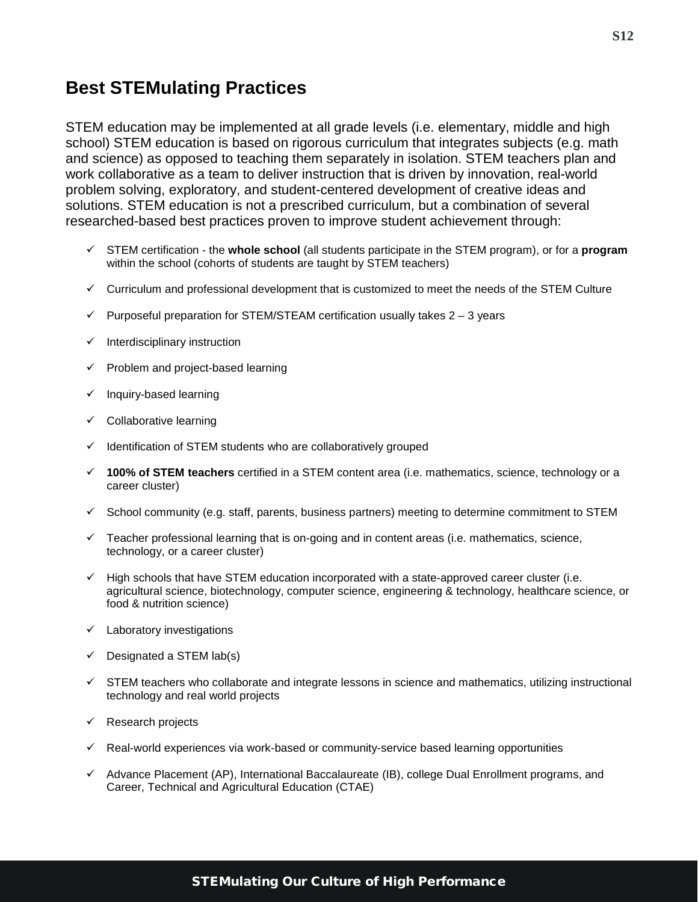## Best STEMulating Practices

STEM education may be implemented at all grade levels (i.e. elementary, middle and high school) STEM education is based on rigorous curriculum that integrates subjects (e.g. math and science) as opposed to teaching them separately in isolation. STEM teachers plan and work collaborative as a team to deliver instruction that is driven by innovation, real-world problem solving, exploratory, and student-centered development of creative ideas and solutions. STEM education is not a prescribed curriculum, but a combination of several researched-based best practices proven to improve student achievement through:

- ✓ STEM certification - the **whole school** (all students participate in the STEM program), or for a **program** within the school (cohorts of students are taught by STEM teachers)
- ✓ Curriculum and professional development that is customized to meet the needs of the STEM Culture
- ✓ Purposeful preparation for STEM/STEAM certification usually takes 2 – 3 years
- ✓ Interdisciplinary instruction
- ✓ Problem and project-based learning
- ✓ Inquiry-based learning
- ✓ Collaborative learning
- ✓ Identification of STEM students who are collaboratively grouped
- ✓ **100% of STEM teachers** certified in a STEM content area (i.e. mathematics, science, technology or a career cluster)
- ✓ School community (e.g. staff, parents, business partners) meeting to determine commitment to STEM
- ✓ Teacher professional learning that is on-going and in content areas (i.e. mathematics, science, technology, or a career cluster)
- ✓ High schools that have STEM education incorporated with a state-approved career cluster (i.e. agricultural science, biotechnology, computer science, engineering & technology, healthcare science, or food & nutrition science)
- ✓ Laboratory investigations
- ✓ Designated a STEM lab(s)
- ✓ STEM teachers who collaborate and integrate lessons in science and mathematics, utilizing instructional technology and real world projects
- ✓ Research projects
- ✓ Real-world experiences via work-based or community-service based learning opportunities
- ✓ Advance Placement (AP), International Baccalaureate (IB), college Dual Enrollment programs, and Career, Technical and Agricultural Education (CTAE)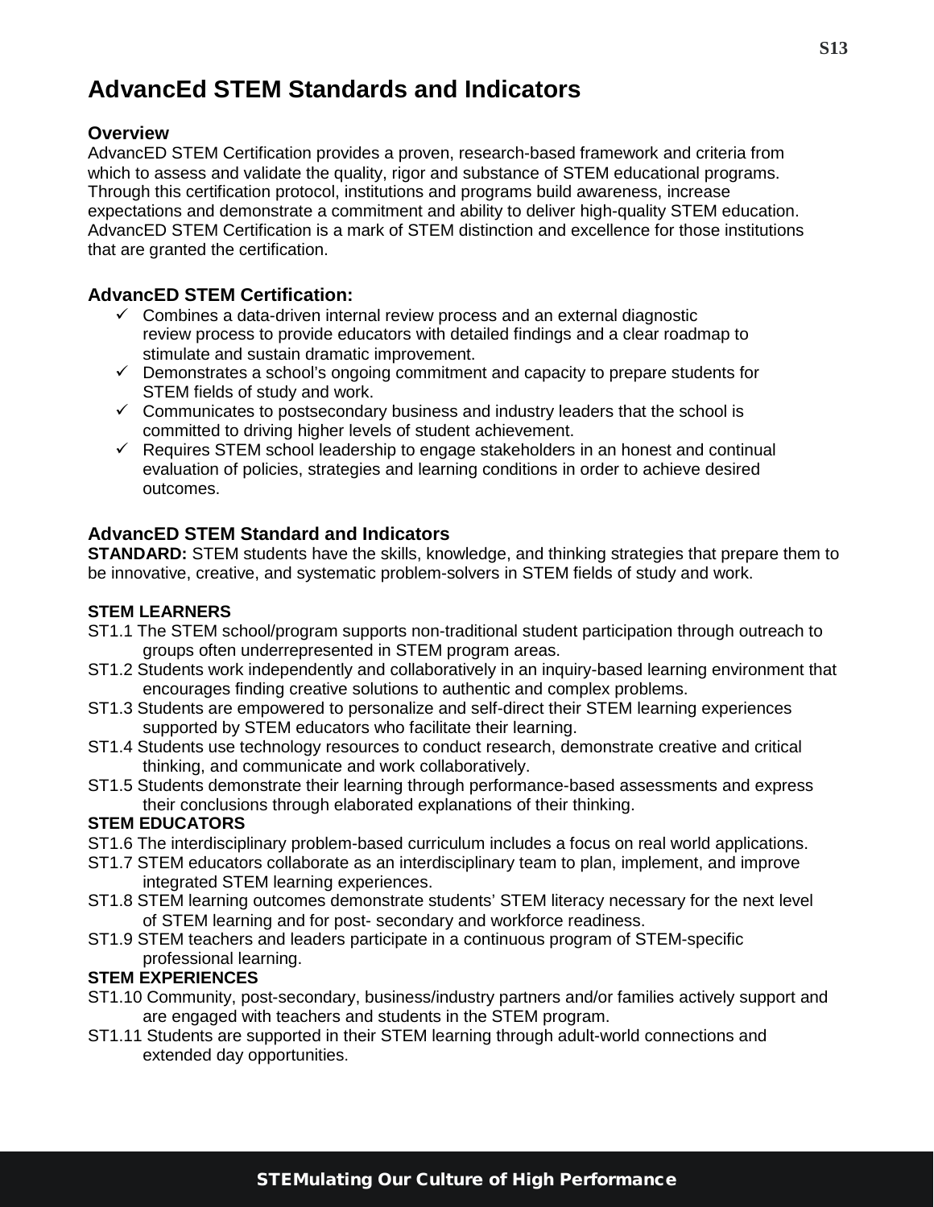# AdvancEd STEM Standards and Indicators

### Overview

AdvancED STEM Certification provides a proven, research-based framework and criteria from which to assess and validate the quality, rigor and substance of STEM educational programs. Through this certification protocol, institutions and programs build awareness, increase expectations and demonstrate a commitment and ability to deliver high-quality STEM education. AdvancED STEM Certification is a mark of STEM distinction and excellence for those institutions that are granted the certification.

### AdvancED STEM Certification:

- ✓ Combines a data-driven internal review process and an external diagnostic review process to provide educators with detailed findings and a clear roadmap to stimulate and sustain dramatic improvement.
- ✓ Demonstrates a school's ongoing commitment and capacity to prepare students for STEM fields of study and work.
- ✓ Communicates to postsecondary business and industry leaders that the school is committed to driving higher levels of student achievement.
- ✓ Requires STEM school leadership to engage stakeholders in an honest and continual evaluation of policies, strategies and learning conditions in order to achieve desired outcomes.

### AdvancED STEM Standard and Indicators

**STANDARD:** STEM students have the skills, knowledge, and thinking strategies that prepare them to be innovative, creative, and systematic problem-solvers in STEM fields of study and work.

**STEM LEARNERS**

ST1.1 The STEM school/program supports non-traditional student participation through outreach to groups often underrepresented in STEM program areas.

ST1.2 Students work independently and collaboratively in an inquiry-based learning environment that encourages finding creative solutions to authentic and complex problems.

ST1.3 Students are empowered to personalize and self-direct their STEM learning experiences supported by STEM educators who facilitate their learning.

ST1.4 Students use technology resources to conduct research, demonstrate creative and critical thinking, and communicate and work collaboratively.

ST1.5 Students demonstrate their learning through performance-based assessments and express their conclusions through elaborated explanations of their thinking.

**STEM EDUCATORS**

ST1.6 The interdisciplinary problem-based curriculum includes a focus on real world applications.

ST1.7 STEM educators collaborate as an interdisciplinary team to plan, implement, and improve integrated STEM learning experiences.

ST1.8 STEM learning outcomes demonstrate students' STEM literacy necessary for the next level of STEM learning and for post- secondary and workforce readiness.

ST1.9 STEM teachers and leaders participate in a continuous program of STEM-specific professional learning.

**STEM EXPERIENCES**

ST1.10 Community, post-secondary, business/industry partners and/or families actively support and are engaged with teachers and students in the STEM program.

ST1.11 Students are supported in their STEM learning through adult-world connections and extended day opportunities.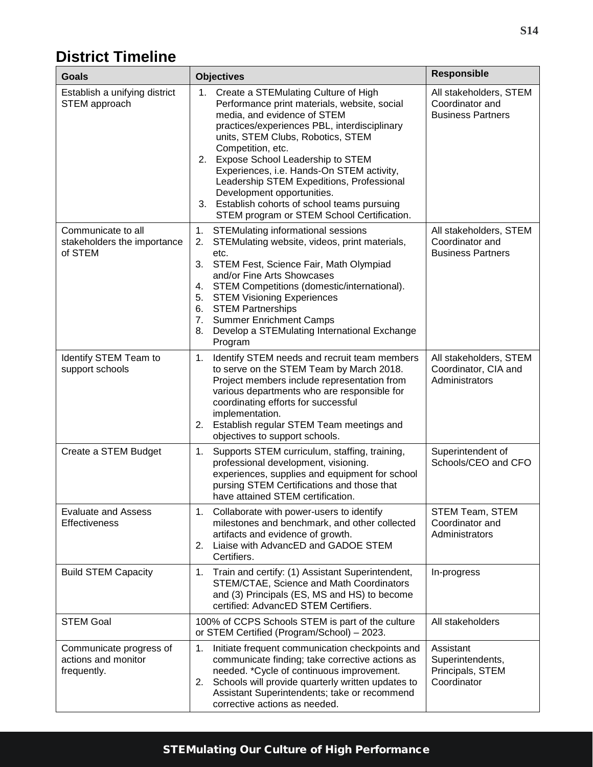# District Timeline

| Goals | Objectives | Responsible |
|---|---|---|
| Establish a unifying district STEM approach | 1. Create a STEMulating Culture of High Performance print materials, website, social media, and evidence of STEM practices/experiences PBL, interdisciplinary units, STEM Clubs, Robotics, STEM Competition, etc.<br>2. Expose School Leadership to STEM Experiences, i.e. Hands-On STEM activity, Leadership STEM Expeditions, Professional Development opportunities.<br>3. Establish cohorts of school teams pursuing STEM program or STEM School Certification. | All stakeholders, STEM Coordinator and Business Partners |
| Communicate to all stakeholders the importance of STEM | 1. STEMulating informational sessions<br>2. STEMulating website, videos, print materials, etc.<br>3. STEM Fest, Science Fair, Math Olympiad and/or Fine Arts Showcases<br>4. STEM Competitions (domestic/international).<br>5. STEM Visioning Experiences<br>6. STEM Partnerships<br>7. Summer Enrichment Camps<br>8. Develop a STEMulating International Exchange Program | All stakeholders, STEM Coordinator and Business Partners |
| Identify STEM Team to support schools | 1. Identify STEM needs and recruit team members to serve on the STEM Team by March 2018. Project members include representation from various departments who are responsible for coordinating efforts for successful implementation.<br>2. Establish regular STEM Team meetings and objectives to support schools. | All stakeholders, STEM Coordinator, CIA and Administrators |
| Create a STEM Budget | 1. Supports STEM curriculum, staffing, training, professional development, visioning. experiences, supplies and equipment for school pursing STEM Certifications and those that have attained STEM certification. | Superintendent of Schools/CEO and CFO |
| Evaluate and Assess Effectiveness | 1. Collaborate with power-users to identify milestones and benchmark, and other collected artifacts and evidence of growth.<br>2. Liaise with AdvancED and GADOE STEM Certifiers. | STEM Team, STEM Coordinator and Administrators |
| Build STEM Capacity | 1. Train and certify: (1) Assistant Superintendent, STEM/CTAE, Science and Math Coordinators and (3) Principals (ES, MS and HS) to become certified: AdvancED STEM Certifiers. | In-progress |
| STEM Goal | 100% of CCPS Schools STEM is part of the culture or STEM Certified (Program/School) – 2023. | All stakeholders |
| Communicate progress of actions and monitor frequently. | 1. Initiate frequent communication checkpoints and communicate finding; take corrective actions as needed. *Cycle of continuous improvement.<br>2. Schools will provide quarterly written updates to Assistant Superintendents; take or recommend corrective actions as needed. | Assistant Superintendents, Principals, STEM Coordinator |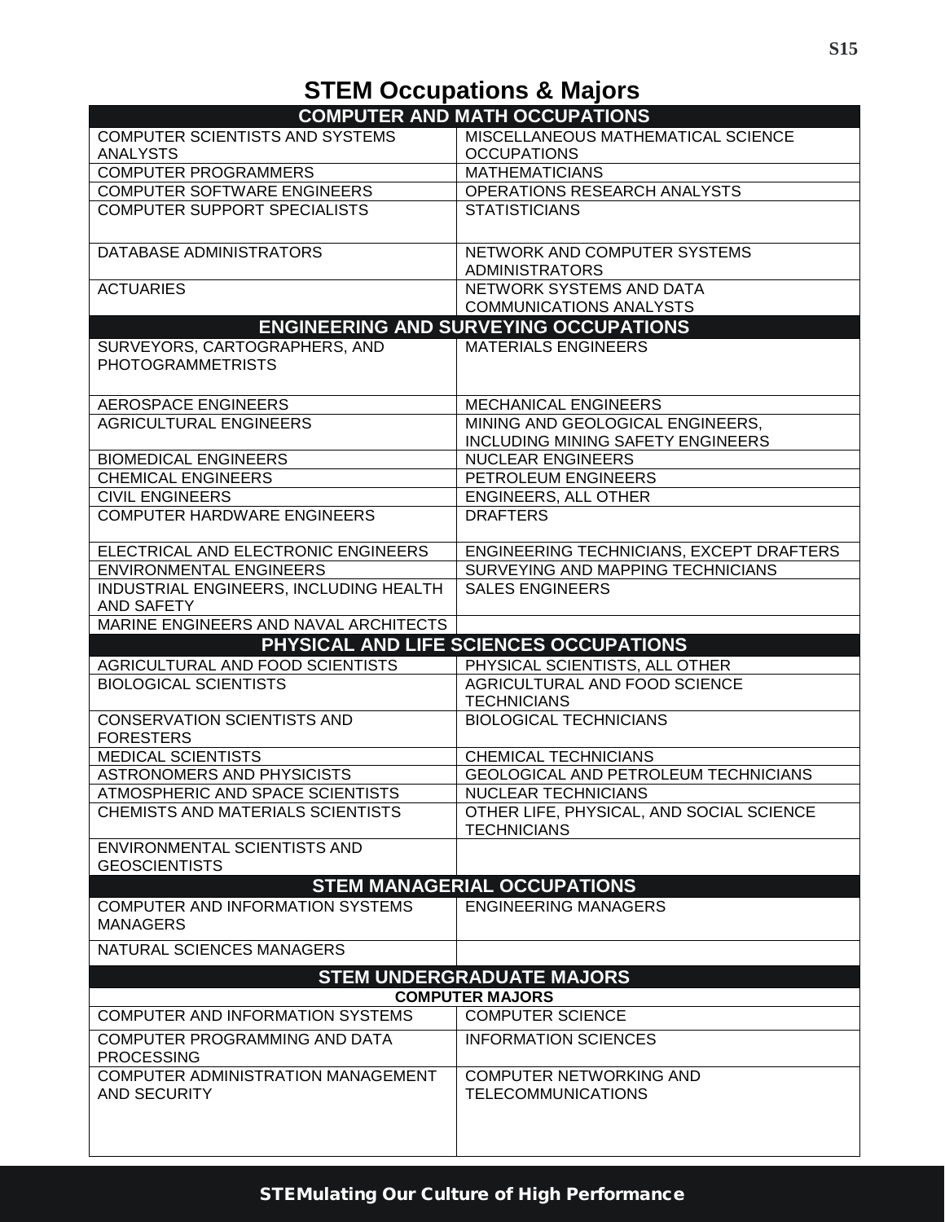# STEM Occupations & Majors

| COMPUTER AND MATH OCCUPATIONS | |
|---|---|
| COMPUTER SCIENTISTS AND SYSTEMS ANALYSTS | MISCELLANEOUS MATHEMATICAL SCIENCE OCCUPATIONS |
| COMPUTER PROGRAMMERS | MATHEMATICIANS |
| COMPUTER SOFTWARE ENGINEERS | OPERATIONS RESEARCH ANALYSTS |
| COMPUTER SUPPORT SPECIALISTS | STATISTICIANS |
| DATABASE ADMINISTRATORS | NETWORK AND COMPUTER SYSTEMS ADMINISTRATORS |
| ACTUARIES | NETWORK SYSTEMS AND DATA COMMUNICATIONS ANALYSTS |
| **ENGINEERING AND SURVEYING OCCUPATIONS** | |
| SURVEYORS, CARTOGRAPHERS, AND PHOTOGRAMMETRISTS | MATERIALS ENGINEERS |
| AEROSPACE ENGINEERS | MECHANICAL ENGINEERS |
| AGRICULTURAL ENGINEERS | MINING AND GEOLOGICAL ENGINEERS, INCLUDING MINING SAFETY ENGINEERS |
| BIOMEDICAL ENGINEERS | NUCLEAR ENGINEERS |
| CHEMICAL ENGINEERS | PETROLEUM ENGINEERS |
| CIVIL ENGINEERS | ENGINEERS, ALL OTHER |
| COMPUTER HARDWARE ENGINEERS | DRAFTERS |
| ELECTRICAL AND ELECTRONIC ENGINEERS | ENGINEERING TECHNICIANS, EXCEPT DRAFTERS |
| ENVIRONMENTAL ENGINEERS | SURVEYING AND MAPPING TECHNICIANS |
| INDUSTRIAL ENGINEERS, INCLUDING HEALTH AND SAFETY | SALES ENGINEERS |
| MARINE ENGINEERS AND NAVAL ARCHITECTS | |
| **PHYSICAL AND LIFE SCIENCES OCCUPATIONS** | |
| AGRICULTURAL AND FOOD SCIENTISTS | PHYSICAL SCIENTISTS, ALL OTHER |
| BIOLOGICAL SCIENTISTS | AGRICULTURAL AND FOOD SCIENCE TECHNICIANS |
| CONSERVATION SCIENTISTS AND FORESTERS | BIOLOGICAL TECHNICIANS |
| MEDICAL SCIENTISTS | CHEMICAL TECHNICIANS |
| ASTRONOMERS AND PHYSICISTS | GEOLOGICAL AND PETROLEUM TECHNICIANS |
| ATMOSPHERIC AND SPACE SCIENTISTS | NUCLEAR TECHNICIANS |
| CHEMISTS AND MATERIALS SCIENTISTS | OTHER LIFE, PHYSICAL, AND SOCIAL SCIENCE TECHNICIANS |
| ENVIRONMENTAL SCIENTISTS AND GEOSCIENTISTS | |
| **STEM MANAGERIAL OCCUPATIONS** | |
| COMPUTER AND INFORMATION SYSTEMS MANAGERS | ENGINEERING MANAGERS |
| NATURAL SCIENCES MANAGERS | |
| **STEM UNDERGRADUATE MAJORS** | |
| **COMPUTER MAJORS** | |
| COMPUTER AND INFORMATION SYSTEMS | COMPUTER SCIENCE |
| COMPUTER PROGRAMMING AND DATA PROCESSING | INFORMATION SCIENCES |
| COMPUTER ADMINISTRATION MANAGEMENT AND SECURITY | COMPUTER NETWORKING AND TELECOMMUNICATIONS |

STEMulating Our Culture of High Performance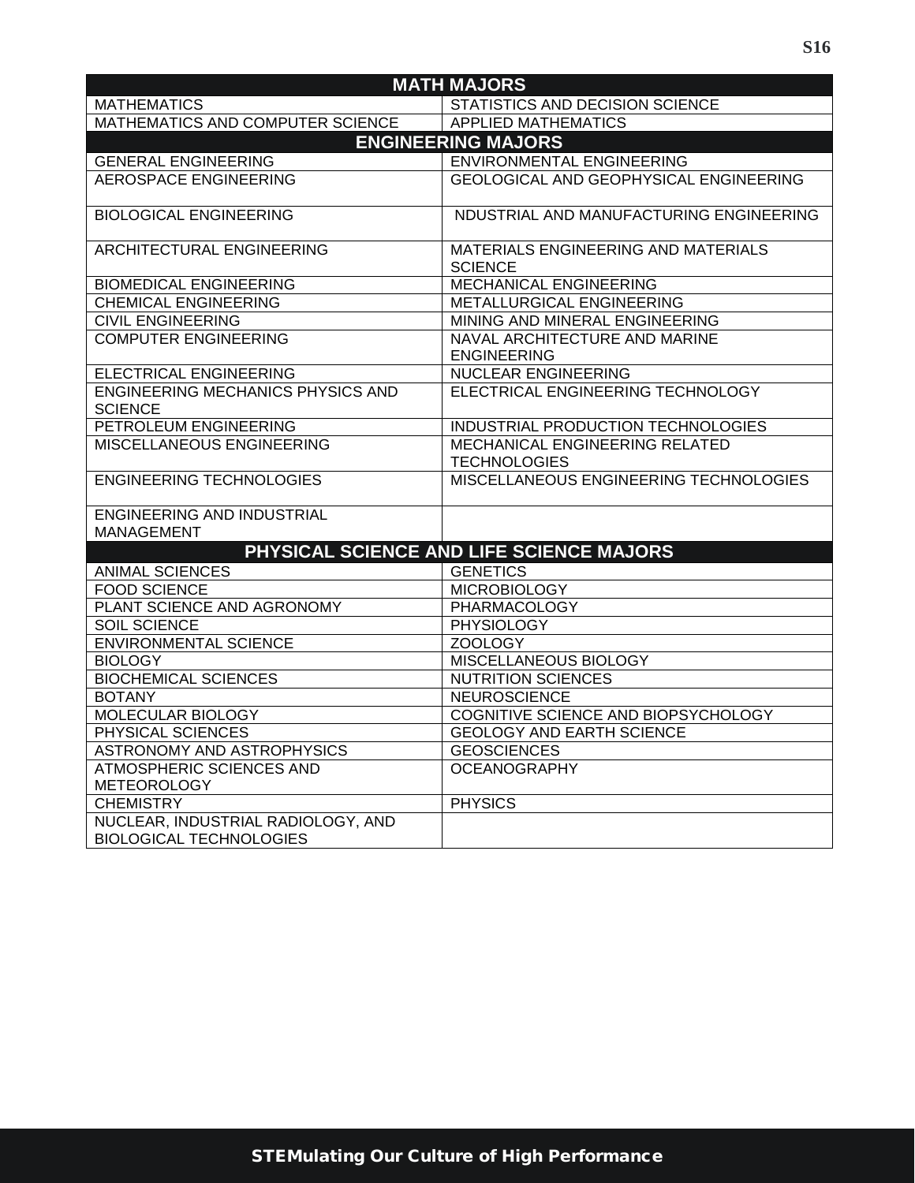| MATH MAJORS | |
|---|---|
| MATHEMATICS | STATISTICS AND DECISION SCIENCE |
| MATHEMATICS AND COMPUTER SCIENCE | APPLIED MATHEMATICS |
| **ENGINEERING MAJORS** | |
| GENERAL ENGINEERING | ENVIRONMENTAL ENGINEERING |
| AEROSPACE ENGINEERING | GEOLOGICAL AND GEOPHYSICAL ENGINEERING |
| BIOLOGICAL ENGINEERING | NDUSTRIAL AND MANUFACTURING ENGINEERING |
| ARCHITECTURAL ENGINEERING | MATERIALS ENGINEERING AND MATERIALS SCIENCE |
| BIOMEDICAL ENGINEERING | MECHANICAL ENGINEERING |
| CHEMICAL ENGINEERING | METALLURGICAL ENGINEERING |
| CIVIL ENGINEERING | MINING AND MINERAL ENGINEERING |
| COMPUTER ENGINEERING | NAVAL ARCHITECTURE AND MARINE ENGINEERING |
| ELECTRICAL ENGINEERING | NUCLEAR ENGINEERING |
| ENGINEERING MECHANICS PHYSICS AND SCIENCE | ELECTRICAL ENGINEERING TECHNOLOGY |
| PETROLEUM ENGINEERING | INDUSTRIAL PRODUCTION TECHNOLOGIES |
| MISCELLANEOUS ENGINEERING | MECHANICAL ENGINEERING RELATED TECHNOLOGIES |
| ENGINEERING TECHNOLOGIES | MISCELLANEOUS ENGINEERING TECHNOLOGIES |
| ENGINEERING AND INDUSTRIAL MANAGEMENT | |
| **PHYSICAL SCIENCE AND LIFE SCIENCE MAJORS** | |
| ANIMAL SCIENCES | GENETICS |
| FOOD SCIENCE | MICROBIOLOGY |
| PLANT SCIENCE AND AGRONOMY | PHARMACOLOGY |
| SOIL SCIENCE | PHYSIOLOGY |
| ENVIRONMENTAL SCIENCE | ZOOLOGY |
| BIOLOGY | MISCELLANEOUS BIOLOGY |
| BIOCHEMICAL SCIENCES | NUTRITION SCIENCES |
| BOTANY | NEUROSCIENCE |
| MOLECULAR BIOLOGY | COGNITIVE SCIENCE AND BIOPSYCHOLOGY |
| PHYSICAL SCIENCES | GEOLOGY AND EARTH SCIENCE |
| ASTRONOMY AND ASTROPHYSICS | GEOSCIENCES |
| ATMOSPHERIC SCIENCES AND METEOROLOGY | OCEANOGRAPHY |
| CHEMISTRY | PHYSICS |
| NUCLEAR, INDUSTRIAL RADIOLOGY, AND BIOLOGICAL TECHNOLOGIES | |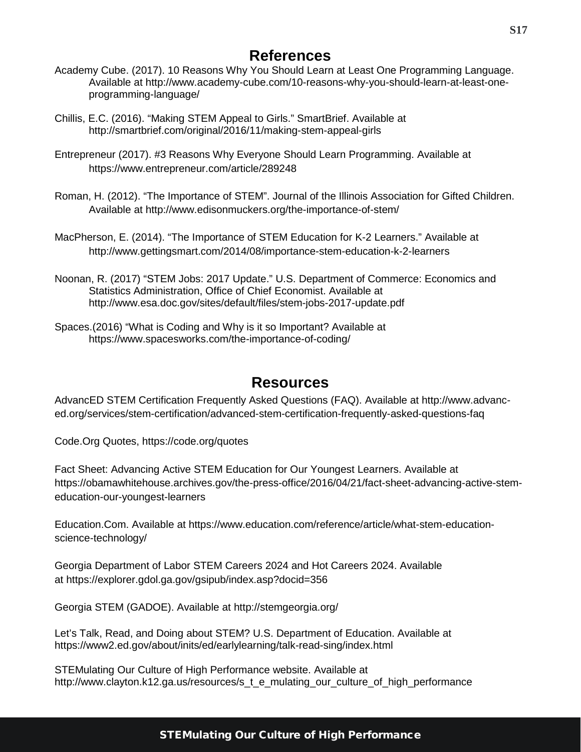## References

Academy Cube. (2017). 10 Reasons Why You Should Learn at Least One Programming Language. Available at http://www.academy-cube.com/10-reasons-why-you-should-learn-at-least-one-programming-language/

Chillis, E.C. (2016). "Making STEM Appeal to Girls." SmartBrief. Available at http://smartbrief.com/original/2016/11/making-stem-appeal-girls

Entrepreneur (2017). #3 Reasons Why Everyone Should Learn Programming. Available at https://www.entrepreneur.com/article/289248

Roman, H. (2012). "The Importance of STEM". Journal of the Illinois Association for Gifted Children. Available at http://www.edisonmuckers.org/the-importance-of-stem/

MacPherson, E. (2014). "The Importance of STEM Education for K-2 Learners." Available at http://www.gettingsmart.com/2014/08/importance-stem-education-k-2-learners

Noonan, R. (2017) "STEM Jobs: 2017 Update." U.S. Department of Commerce: Economics and Statistics Administration, Office of Chief Economist. Available at http://www.esa.doc.gov/sites/default/files/stem-jobs-2017-update.pdf

Spaces.(2016) "What is Coding and Why is it so Important? Available at https://www.spacesworks.com/the-importance-of-coding/

## Resources

AdvancED STEM Certification Frequently Asked Questions (FAQ). Available at http://www.advanc-ed.org/services/stem-certification/advanced-stem-certification-frequently-asked-questions-faq

Code.Org Quotes, https://code.org/quotes

Fact Sheet: Advancing Active STEM Education for Our Youngest Learners. Available at https://obamawhitehouse.archives.gov/the-press-office/2016/04/21/fact-sheet-advancing-active-stem-education-our-youngest-learners

Education.Com. Available at https://www.education.com/reference/article/what-stem-education-science-technology/

Georgia Department of Labor STEM Careers 2024 and Hot Careers 2024. Available at https://explorer.gdol.ga.gov/gsipub/index.asp?docid=356

Georgia STEM (GADOE). Available at http://stemgeorgia.org/

Let's Talk, Read, and Doing about STEM? U.S. Department of Education. Available at https://www2.ed.gov/about/inits/ed/earlylearning/talk-read-sing/index.html

STEMulating Our Culture of High Performance website. Available at http://www.clayton.k12.ga.us/resources/s_t_e_mulating_our_culture_of_high_performance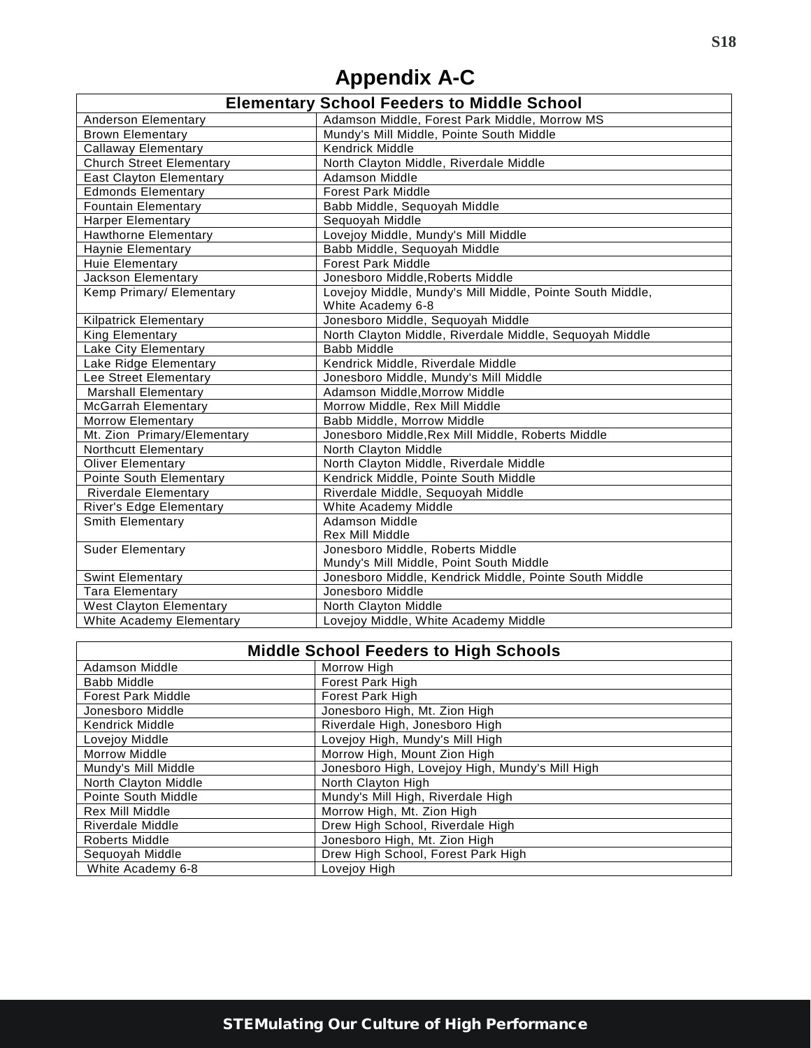# Appendix A-C

| Elementary School Feeders to Middle School | |
|---|---|
| Anderson Elementary | Adamson Middle, Forest Park Middle, Morrow MS |
| Brown Elementary | Mundy's Mill Middle, Pointe South Middle |
| Callaway Elementary | Kendrick Middle |
| Church Street Elementary | North Clayton Middle, Riverdale Middle |
| East Clayton Elementary | Adamson Middle |
| Edmonds Elementary | Forest Park Middle |
| Fountain Elementary | Babb Middle, Sequoyah Middle |
| Harper Elementary | Sequoyah Middle |
| Hawthorne Elementary | Lovejoy Middle, Mundy's Mill Middle |
| Haynie Elementary | Babb Middle, Sequoyah Middle |
| Huie Elementary | Forest Park Middle |
| Jackson Elementary | Jonesboro Middle,Roberts Middle |
| Kemp Primary/ Elementary | Lovejoy Middle, Mundy's Mill Middle, Pointe South Middle, White Academy 6-8 |
| Kilpatrick Elementary | Jonesboro Middle, Sequoyah Middle |
| King Elementary | North Clayton Middle, Riverdale Middle, Sequoyah Middle |
| Lake City Elementary | Babb Middle |
| Lake Ridge Elementary | Kendrick Middle, Riverdale Middle |
| Lee Street Elementary | Jonesboro Middle, Mundy's Mill Middle |
| Marshall Elementary | Adamson Middle,Morrow Middle |
| McGarrah Elementary | Morrow Middle, Rex Mill Middle |
| Morrow Elementary | Babb Middle, Morrow Middle |
| Mt. Zion Primary/Elementary | Jonesboro Middle,Rex Mill Middle, Roberts Middle |
| Northcutt Elementary | North Clayton Middle |
| Oliver Elementary | North Clayton Middle, Riverdale Middle |
| Pointe South Elementary | Kendrick Middle, Pointe South Middle |
| Riverdale Elementary | Riverdale Middle, Sequoyah Middle |
| River's Edge Elementary | White Academy Middle |
| Smith Elementary | Adamson Middle Rex Mill Middle |
| Suder Elementary | Jonesboro Middle, Roberts Middle Mundy's Mill Middle, Point South Middle |
| Swint Elementary | Jonesboro Middle, Kendrick Middle, Pointe South Middle |
| Tara Elementary | Jonesboro Middle |
| West Clayton Elementary | North Clayton Middle |
| White Academy Elementary | Lovejoy Middle, White Academy Middle |

| Middle School Feeders to High Schools | |
|---|---|
| Adamson Middle | Morrow High |
| Babb Middle | Forest Park High |
| Forest Park Middle | Forest Park High |
| Jonesboro Middle | Jonesboro High, Mt. Zion High |
| Kendrick Middle | Riverdale High, Jonesboro High |
| Lovejoy Middle | Lovejoy High, Mundy's Mill High |
| Morrow Middle | Morrow High, Mount Zion High |
| Mundy's Mill Middle | Jonesboro High, Lovejoy High, Mundy's Mill High |
| North Clayton Middle | North Clayton High |
| Pointe South Middle | Mundy's Mill High, Riverdale High |
| Rex Mill Middle | Morrow High, Mt. Zion High |
| Riverdale Middle | Drew High School, Riverdale High |
| Roberts Middle | Jonesboro High, Mt. Zion High |
| Sequoyah Middle | Drew High School, Forest Park High |
| White Academy 6-8 | Lovejoy High |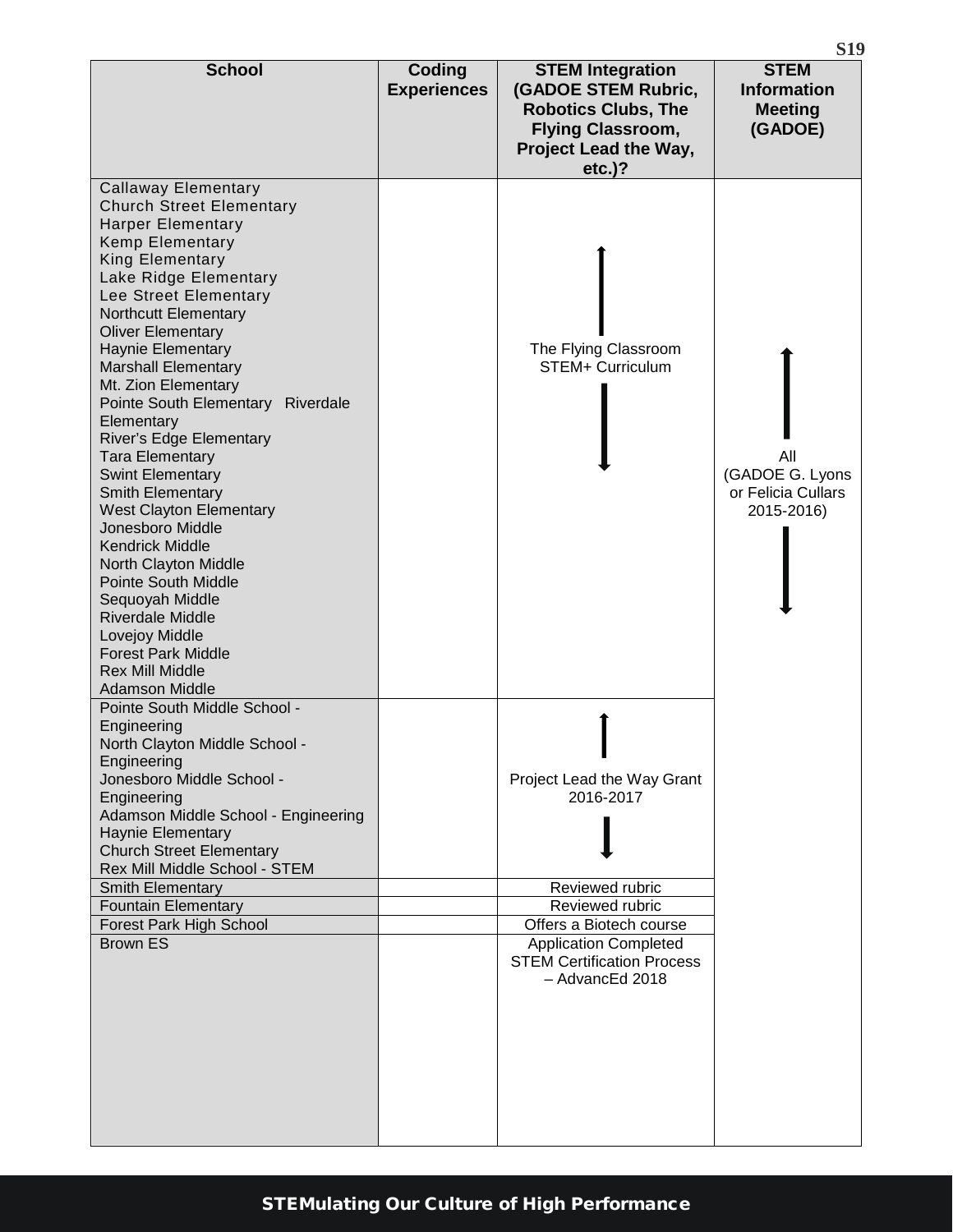| School | Coding Experiences | STEM Integration (GADOE STEM Rubric, Robotics Clubs, The Flying Classroom, Project Lead the Way, etc.)? | STEM Information Meeting (GADOE) |
|---|---|---|---|
| Callaway Elementary<br>Church Street Elementary<br>Harper Elementary<br>Kemp Elementary<br>King Elementary<br>Lake Ridge Elementary<br>Lee Street Elementary<br>Northcutt Elementary<br>Oliver Elementary<br>Haynie Elementary<br>Marshall Elementary<br>Mt. Zion Elementary<br>Pointe South Elementary Riverdale Elementary<br>River's Edge Elementary<br>Tara Elementary<br>Swint Elementary<br>Smith Elementary<br>West Clayton Elementary<br>Jonesboro Middle<br>Kendrick Middle<br>North Clayton Middle<br>Pointe South Middle<br>Sequoyah Middle<br>Riverdale Middle<br>Lovejoy Middle<br>Forest Park Middle<br>Rex Mill Middle<br>Adamson Middle | | The Flying Classroom STEM+ Curriculum | All (GADOE G. Lyons or Felicia Cullars 2015-2016) |
| Pointe South Middle School - Engineering<br>North Clayton Middle School - Engineering<br>Jonesboro Middle School - Engineering<br>Adamson Middle School - Engineering<br>Haynie Elementary<br>Church Street Elementary<br>Rex Mill Middle School - STEM | | Project Lead the Way Grant 2016-2017 | |
| Smith Elementary | | Reviewed rubric | |
| Fountain Elementary | | Reviewed rubric | |
| Forest Park High School | | Offers a Biotech course | |
| Brown ES | | Application Completed STEM Certification Process – AdvancEd 2018 | |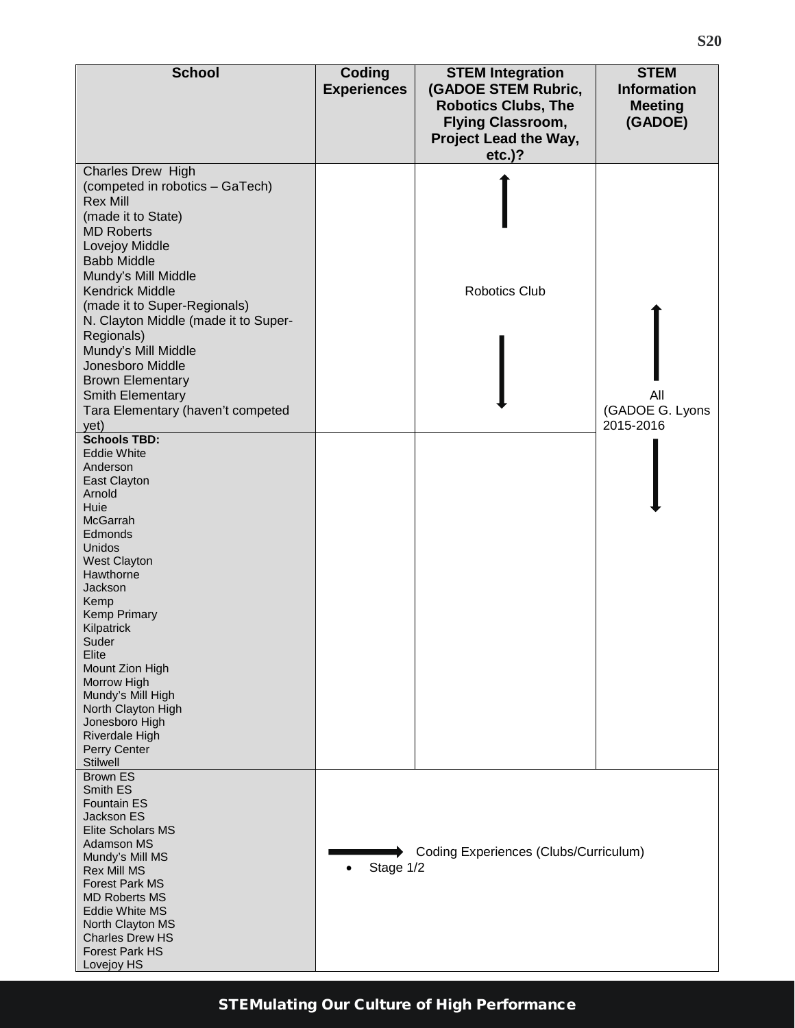| School | Coding Experiences | STEM Integration (GADOE STEM Rubric, Robotics Clubs, The Flying Classroom, Project Lead the Way, etc.)? | STEM Information Meeting (GADOE) |
|---|---|---|---|
| Charles Drew High (competed in robotics – GaTech)<br>Rex Mill (made it to State)<br>MD Roberts<br>Lovejoy Middle<br>Babb Middle<br>Mundy's Mill Middle<br>Kendrick Middle (made it to Super-Regionals)<br>N. Clayton Middle (made it to Super-Regionals)<br>Mundy's Mill Middle<br>Jonesboro Middle<br>Brown Elementary<br>Smith Elementary<br>Tara Elementary (haven't competed yet) | | Robotics Club | All (GADOE G. Lyons 2015-2016 |
| **Schools TBD:**<br>Eddie White<br>Anderson<br>East Clayton<br>Arnold<br>Huie<br>McGarrah<br>Edmonds<br>Unidos<br>West Clayton<br>Hawthorne<br>Jackson<br>Kemp<br>Kemp Primary<br>Kilpatrick<br>Suder<br>Elite<br>Mount Zion High<br>Morrow High<br>Mundy's Mill High<br>North Clayton High<br>Jonesboro High<br>Riverdale High<br>Perry Center<br>Stilwell | | | |
| Brown ES<br>Smith ES<br>Fountain ES<br>Jackson ES<br>Elite Scholars MS<br>Adamson MS<br>Mundy's Mill MS<br>Rex Mill MS<br>Forest Park MS<br>MD Roberts MS<br>Eddie White MS<br>North Clayton MS<br>Charles Drew HS<br>Forest Park HS<br>Lovejoy HS | → Coding Experiences (Clubs/Curriculum)<br>• Stage 1/2 | | |

STEMulating Our Culture of High Performance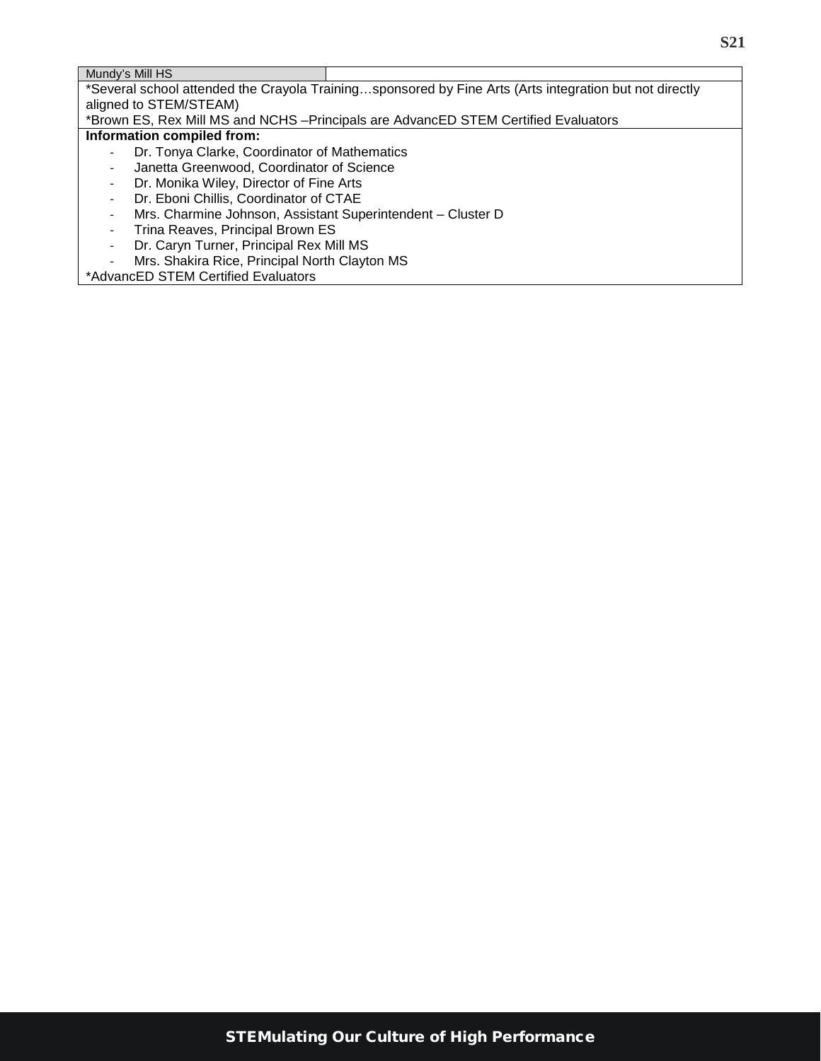| | |
|---|---|
| Mundy's Mill HS | |

*Several school attended the Crayola Training…sponsored by Fine Arts (Arts integration but not directly aligned to STEM/STEAM)

*Brown ES, Rex Mill MS and NCHS –Principals are AdvancED STEM Certified Evaluators

**Information compiled from:**

- Dr. Tonya Clarke, Coordinator of Mathematics
- Janetta Greenwood, Coordinator of Science
- Dr. Monika Wiley, Director of Fine Arts
- Dr. Eboni Chillis, Coordinator of CTAE
- Mrs. Charmine Johnson, Assistant Superintendent – Cluster D
- Trina Reaves, Principal Brown ES
- Dr. Caryn Turner, Principal Rex Mill MS
- Mrs. Shakira Rice, Principal North Clayton MS

*AdvancED STEM Certified Evaluators